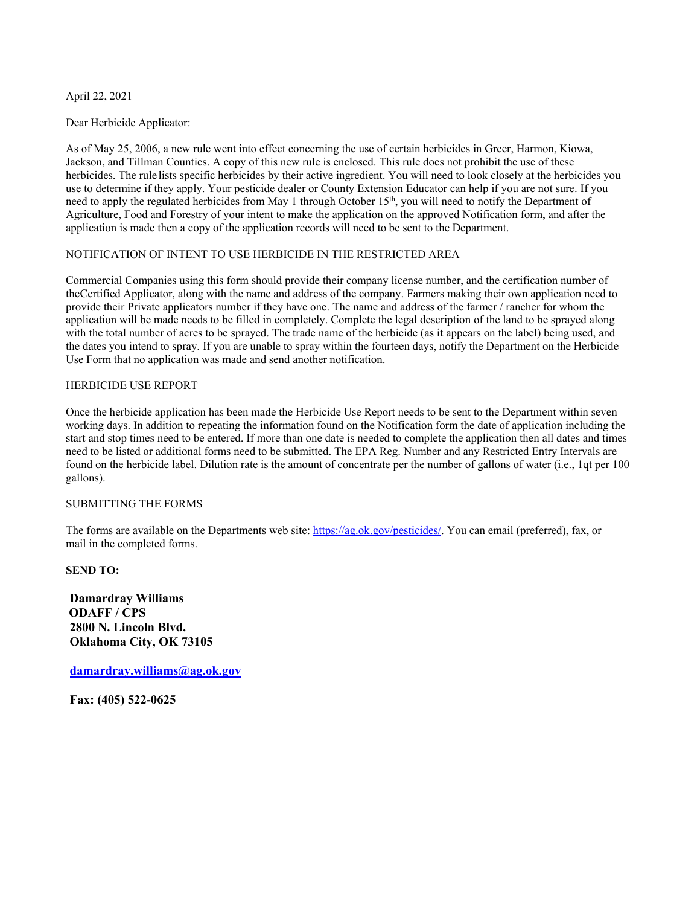April 22, 2021

Dear Herbicide Applicator:

As of May 25, 2006, a new rule went into effect concerning the use of certain herbicides in Greer, Harmon, Kiowa, Jackson, and Tillman Counties. A copy of this new rule is enclosed. This rule does not prohibit the use of these herbicides. The rule lists specific herbicides by their active ingredient. You will need to look closely at the herbicides you use to determine if they apply. Your pesticide dealer or County Extension Educator can help if you are not sure. If you need to apply the regulated herbicides from May 1 through October 15th, you will need to notify the Department of Agriculture, Food and Forestry of your intent to make the application on the approved Notification form, and after the application is made then a copy of the application records will need to be sent to the Department.

NOTIFICATION OF INTENT TO USE HERBICIDE IN THE RESTRICTED AREA

Commercial Companies using this form should provide their company license number, and the certification number of theCertified Applicator, along with the name and address of the company. Farmers making their own application need to provide their Private applicators number if they have one. The name and address of the farmer / rancher for whom the application will be made needs to be filled in completely. Complete the legal description of the land to be sprayed along with the total number of acres to be sprayed. The trade name of the herbicide (as it appears on the label) being used, and the dates you intend to spray. If you are unable to spray within the fourteen days, notify the Department on the Herbicide Use Form that no application was made and send another notification.

HERBICIDE USE REPORT

Once the herbicide application has been made the Herbicide Use Report needs to be sent to the Department within seven working days. In addition to repeating the information found on the Notification form the date of application including the start and stop times need to be entered. If more than one date is needed to complete the application then all dates and times need to be listed or additional forms need to be submitted. The EPA Reg. Number and any Restricted Entry Intervals are found on the herbicide label. Dilution rate is the amount of concentrate per the number of gallons of water (i.e., 1qt per 100 gallons).

SUBMITTING THE FORMS

The forms are available on the Departments web site: https://ag.ok.gov/pesticides/. You can email (preferred), fax, or mail in the completed forms.

**SEND TO:**

**Damardray Williams**
**ODAFF / CPS**
**2800 N. Lincoln Blvd.**
**Oklahoma City, OK 73105**

**damardray.williams@ag.ok.gov**

**Fax: (405) 522-0625**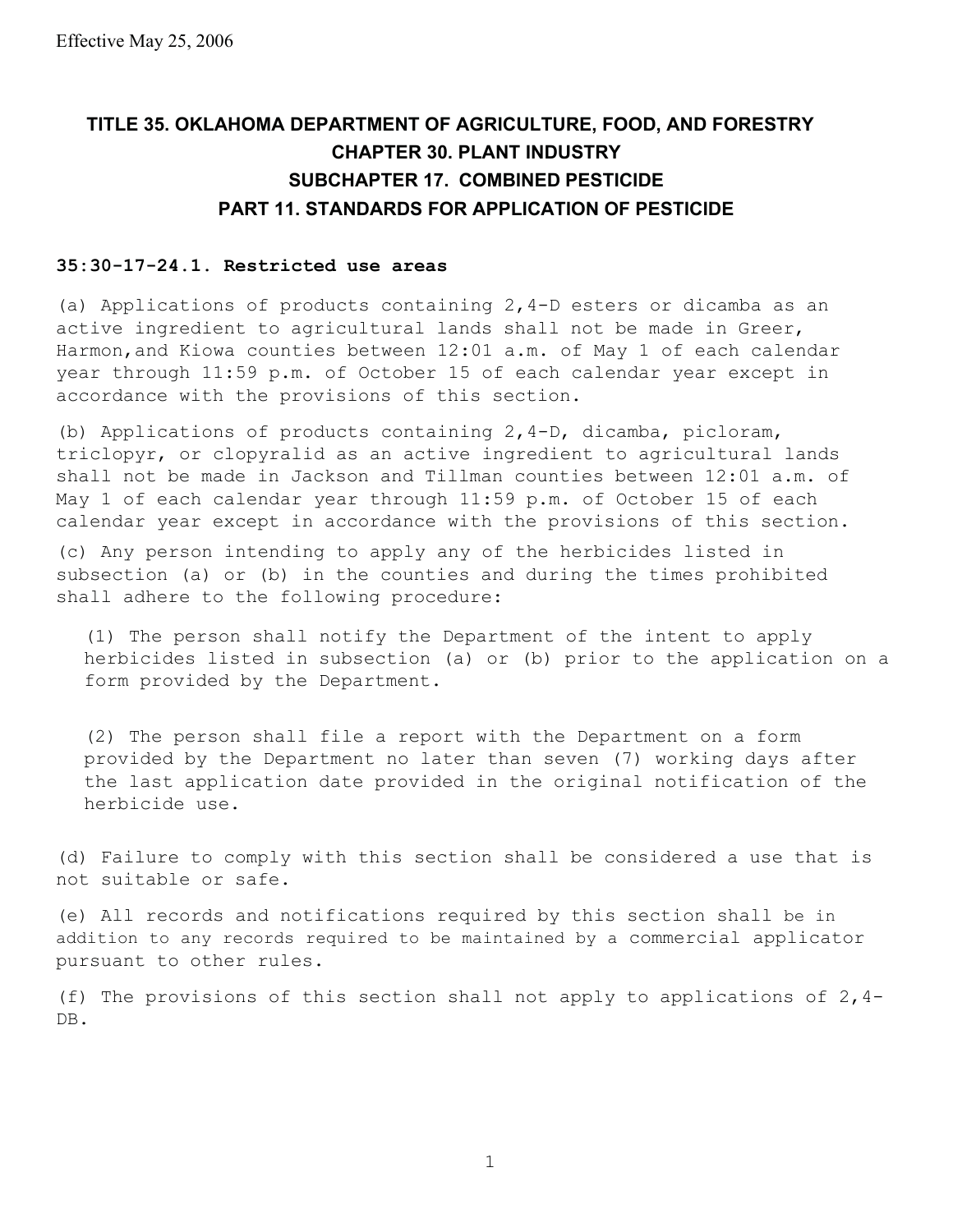Effective May 25, 2006

# TITLE 35. OKLAHOMA DEPARTMENT OF AGRICULTURE, FOOD, AND FORESTRY
## CHAPTER 30. PLANT INDUSTRY
## SUBCHAPTER 17. COMBINED PESTICIDE
## PART 11. STANDARDS FOR APPLICATION OF PESTICIDE

**35:30-17-24.1. Restricted use areas**

(a) Applications of products containing 2,4-D esters or dicamba as an active ingredient to agricultural lands shall not be made in Greer, Harmon,and Kiowa counties between 12:01 a.m. of May 1 of each calendar year through 11:59 p.m. of October 15 of each calendar year except in accordance with the provisions of this section.

(b) Applications of products containing 2,4-D, dicamba, picloram, triclopyr, or clopyralid as an active ingredient to agricultural lands shall not be made in Jackson and Tillman counties between 12:01 a.m. of May 1 of each calendar year through 11:59 p.m. of October 15 of each calendar year except in accordance with the provisions of this section.

(c) Any person intending to apply any of the herbicides listed in subsection (a) or (b) in the counties and during the times prohibited shall adhere to the following procedure:

(1) The person shall notify the Department of the intent to apply herbicides listed in subsection (a) or (b) prior to the application on a form provided by the Department.

(2) The person shall file a report with the Department on a form provided by the Department no later than seven (7) working days after the last application date provided in the original notification of the herbicide use.

(d) Failure to comply with this section shall be considered a use that is not suitable or safe.

(e) All records and notifications required by this section shall be in addition to any records required to be maintained by a commercial applicator pursuant to other rules.

(f) The provisions of this section shall not apply to applications of 2,4-DB.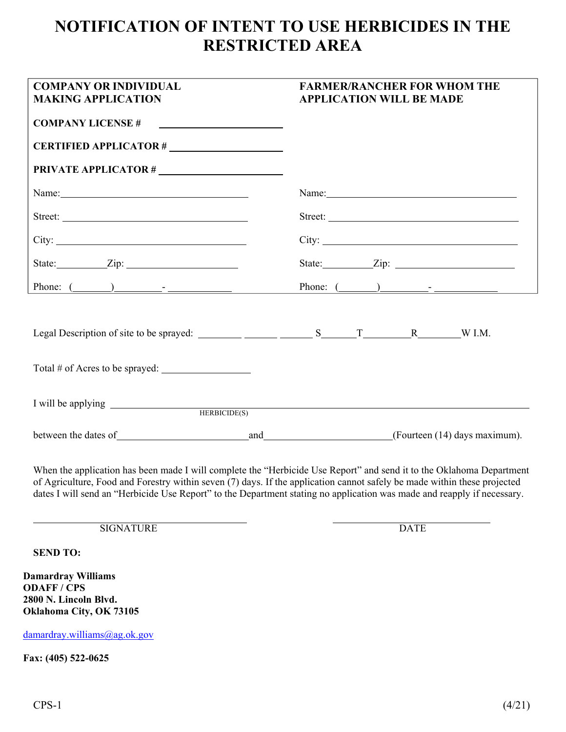# NOTIFICATION OF INTENT TO USE HERBICIDES IN THE RESTRICTED AREA

| **COMPANY OR INDIVIDUAL MAKING APPLICATION** | **FARMER/RANCHER FOR WHOM THE APPLICATION WILL BE MADE** |
| --- | --- |
| **COMPANY LICENSE #** ____________________ | |
| **CERTIFIED APPLICATOR #** ____________________ | |
| **PRIVATE APPLICATOR #** ____________________ | |
| Name: ______________________________ | Name: ______________________________ |
| Street: ______________________________ | Street: ______________________________ |
| City: ______________________________ | City: ______________________________ |
| State: ________ Zip: ________________ | State: ________ Zip: ________________ |
| Phone: (______) ________ - __________ | Phone: (______) ________ - __________ |

Legal Description of site to be sprayed: ________ ______ ______ S______T________R________W I.M.

Total # of Acres to be sprayed: ________________

I will be applying ____________________________________________________________
HERBICIDE(S)

between the dates of________________________and______________________(Fourteen (14) days maximum).

When the application has been made I will complete the "Herbicide Use Report" and send it to the Oklahoma Department of Agriculture, Food and Forestry within seven (7) days. If the application cannot safely be made within these projected dates I will send an "Herbicide Use Report" to the Department stating no application was made and reapply if necessary.

______________________________ SIGNATURE

______________________________ DATE

**SEND TO:**

**Damardray Williams**
**ODAFF / CPS**
**2800 N. Lincoln Blvd.**
**Oklahoma City, OK 73105**

damardray.williams@ag.ok.gov

**Fax: (405) 522-0625**

CPS-1 (4/21)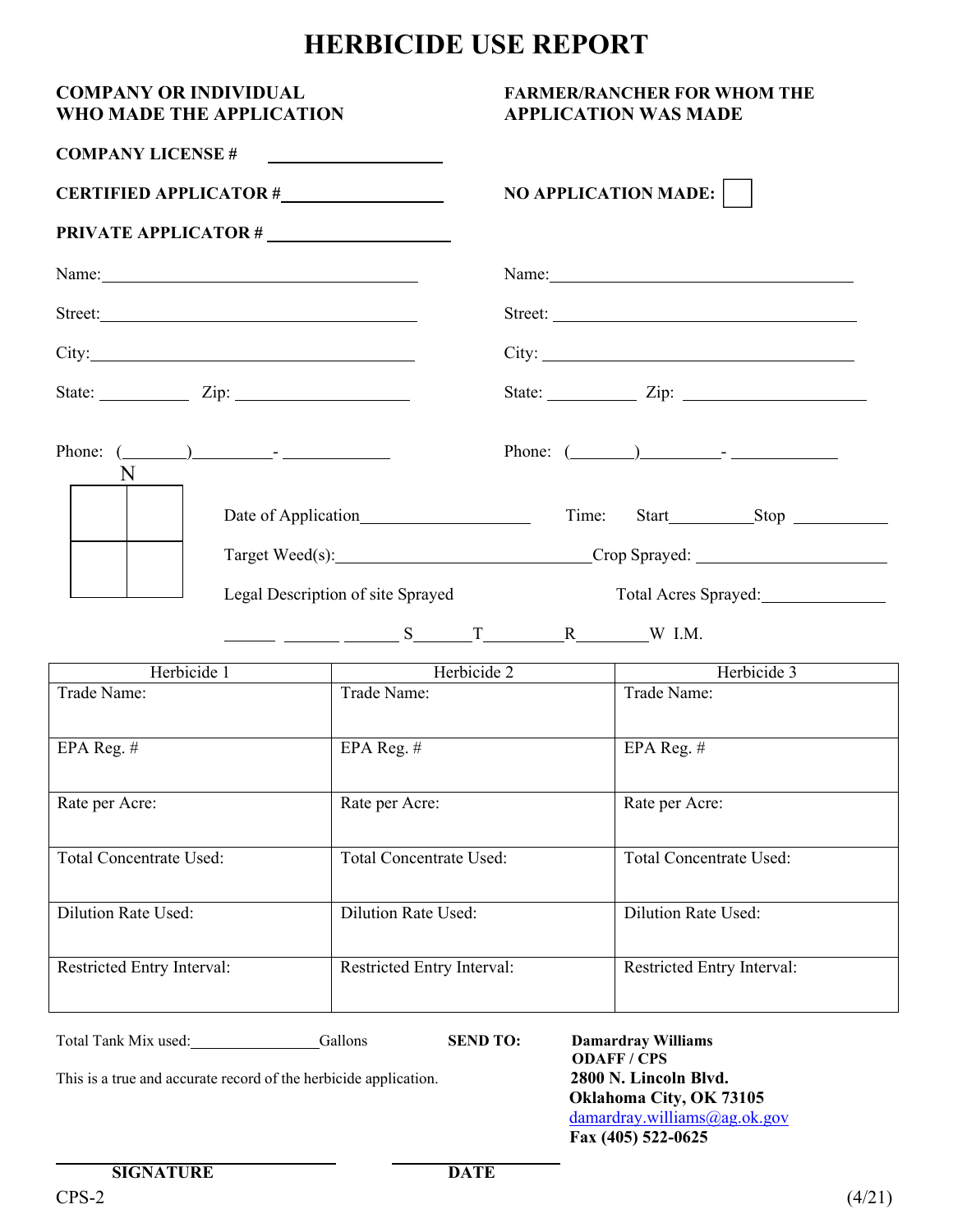# HERBICIDE USE REPORT

**COMPANY OR INDIVIDUAL WHO MADE THE APPLICATION**

**COMPANY LICENSE #** ____________________

**CERTIFIED APPLICATOR #** ____________________

**PRIVATE APPLICATOR #** ____________________

Name: ________________________________________

Street: ________________________________________

City: ________________________________________

State: ___________ Zip: ____________________

Phone: (_______)_________- ____________

**FARMER/RANCHER FOR WHOM THE APPLICATION WAS MADE**

**NO APPLICATION MADE:** ☐

Name: ________________________________________

Street: ________________________________________

City: ________________________________________

State: ___________ Zip: ____________________

Phone: (_______)_________- ____________

N

Date of Application ____________________ Time: Start __________ Stop ___________

Target Weed(s): ______________________________ Crop Sprayed: ______________________

Legal Description of site Sprayed Total Acres Sprayed: ______________

______ ______ ______ S______T_________R________W I.M.

| Herbicide 1 | Herbicide 2 | Herbicide 3 |
|---|---|---|
| Trade Name: | Trade Name: | Trade Name: |
| EPA Reg. # | EPA Reg. # | EPA Reg. # |
| Rate per Acre: | Rate per Acre: | Rate per Acre: |
| Total Concentrate Used: | Total Concentrate Used: | Total Concentrate Used: |
| Dilution Rate Used: | Dilution Rate Used: | Dilution Rate Used: |
| Restricted Entry Interval: | Restricted Entry Interval: | Restricted Entry Interval: |

Total Tank Mix used: ________________ Gallons

This is a true and accurate record of the herbicide application.

**SEND TO:**

**Damardray Williams**
**ODAFF / CPS**
**2800 N. Lincoln Blvd.**
**Oklahoma City, OK 73105**
damardray.williams@ag.ok.gov
**Fax (405) 522-0625**

__________________________ __________________
**SIGNATURE** **DATE**

CPS-2 (4/21)